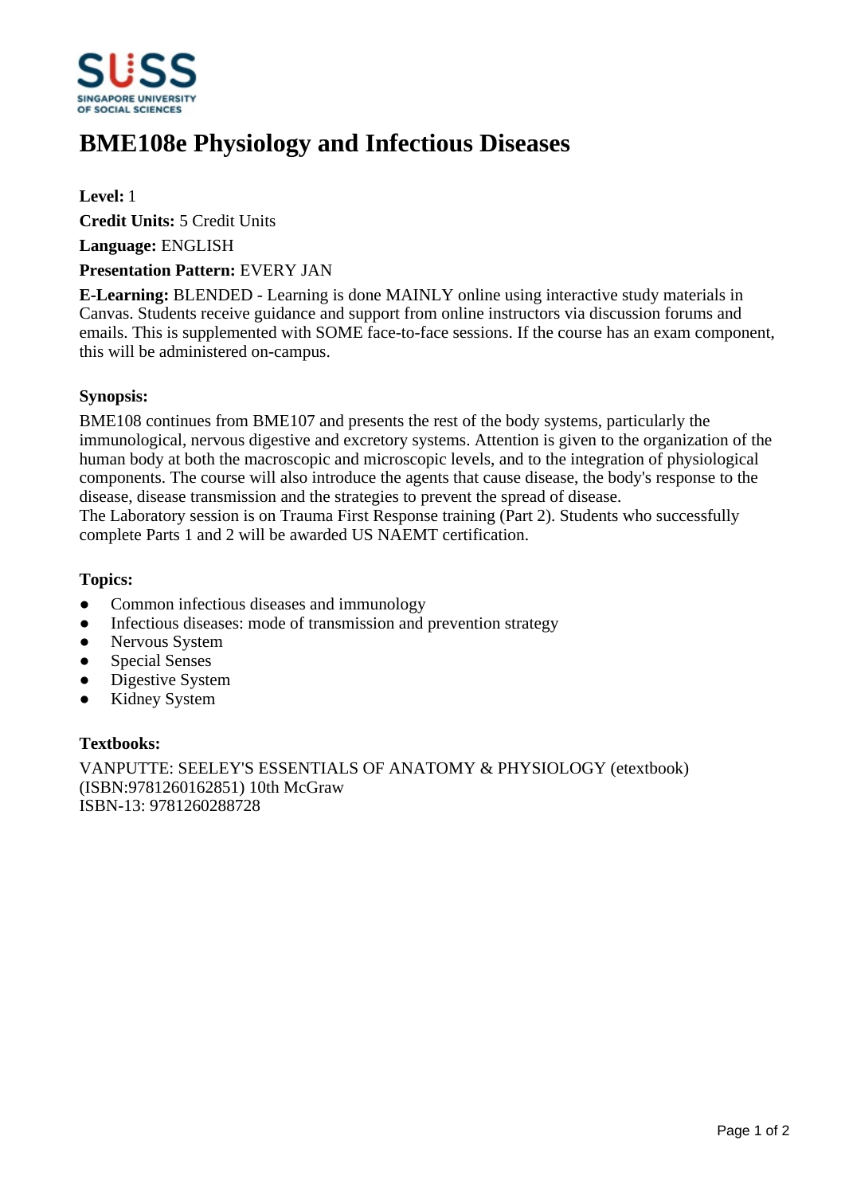# BME108e Physiology and Infectious Diseases

**Level:** 1

**Credit Units:** 5 Credit Units

**Language:** ENGLISH

**Presentation Pattern:** EVERY JAN

**E-Learning:** BLENDED - Learning is done MAINLY online using interactive study materials in Canvas. Students receive guidance and support from online instructors via discussion forums and emails. This is supplemented with SOME face-to-face sessions. If the course has an exam component, this will be administered on-campus.

### Synopsis:

BME108 continues from BME107 and presents the rest of the body systems, particularly the immunological, nervous digestive and excretory systems. Attention is given to the organization of the human body at both the macroscopic and microscopic levels, and to the integration of physiological components. The course will also introduce the agents that cause disease, the body's response to the disease, disease transmission and the strategies to prevent the spread of disease.
The Laboratory session is on Trauma First Response training (Part 2). Students who successfully complete Parts 1 and 2 will be awarded US NAEMT certification.

### Topics:

- Common infectious diseases and immunology
- Infectious diseases: mode of transmission and prevention strategy
- Nervous System
- Special Senses
- Digestive System
- Kidney System

### Textbooks:

VANPUTTE: SEELEY'S ESSENTIALS OF ANATOMY & PHYSIOLOGY (etextbook) (ISBN:9781260162851) 10th McGraw
ISBN-13: 9781260288728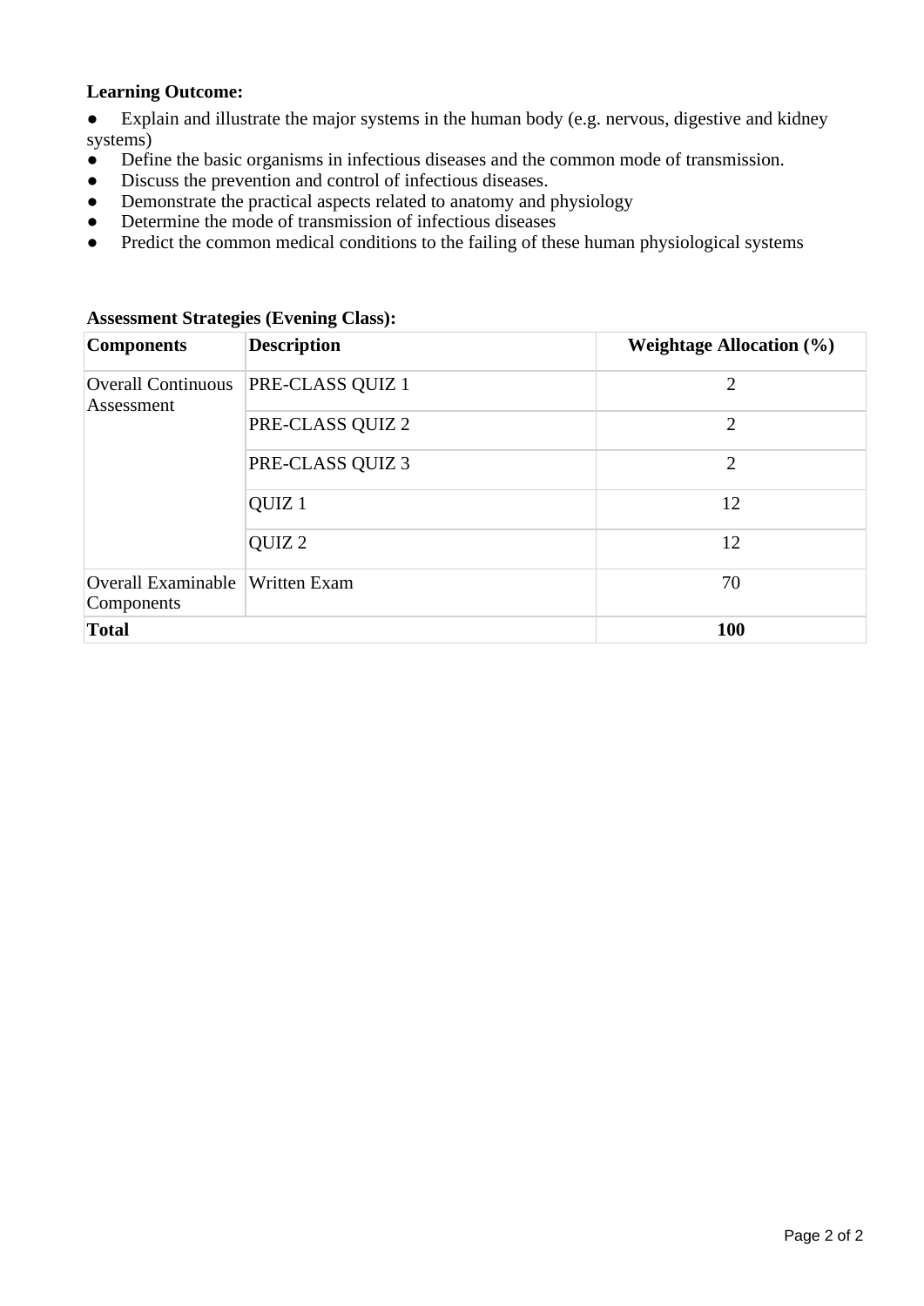**Learning Outcome:**

- Explain and illustrate the major systems in the human body (e.g. nervous, digestive and kidney systems)
- Define the basic organisms in infectious diseases and the common mode of transmission.
- Discuss the prevention and control of infectious diseases.
- Demonstrate the practical aspects related to anatomy and physiology
- Determine the mode of transmission of infectious diseases
- Predict the common medical conditions to the failing of these human physiological systems

**Assessment Strategies (Evening Class):**

| Components | Description | Weightage Allocation (%) |
|---|---|---|
| Overall Continuous Assessment | PRE-CLASS QUIZ 1 | 2 |
| | PRE-CLASS QUIZ 2 | 2 |
| | PRE-CLASS QUIZ 3 | 2 |
| | QUIZ 1 | 12 |
| | QUIZ 2 | 12 |
| Overall Examinable Components | Written Exam | 70 |
| **Total** | | **100** |